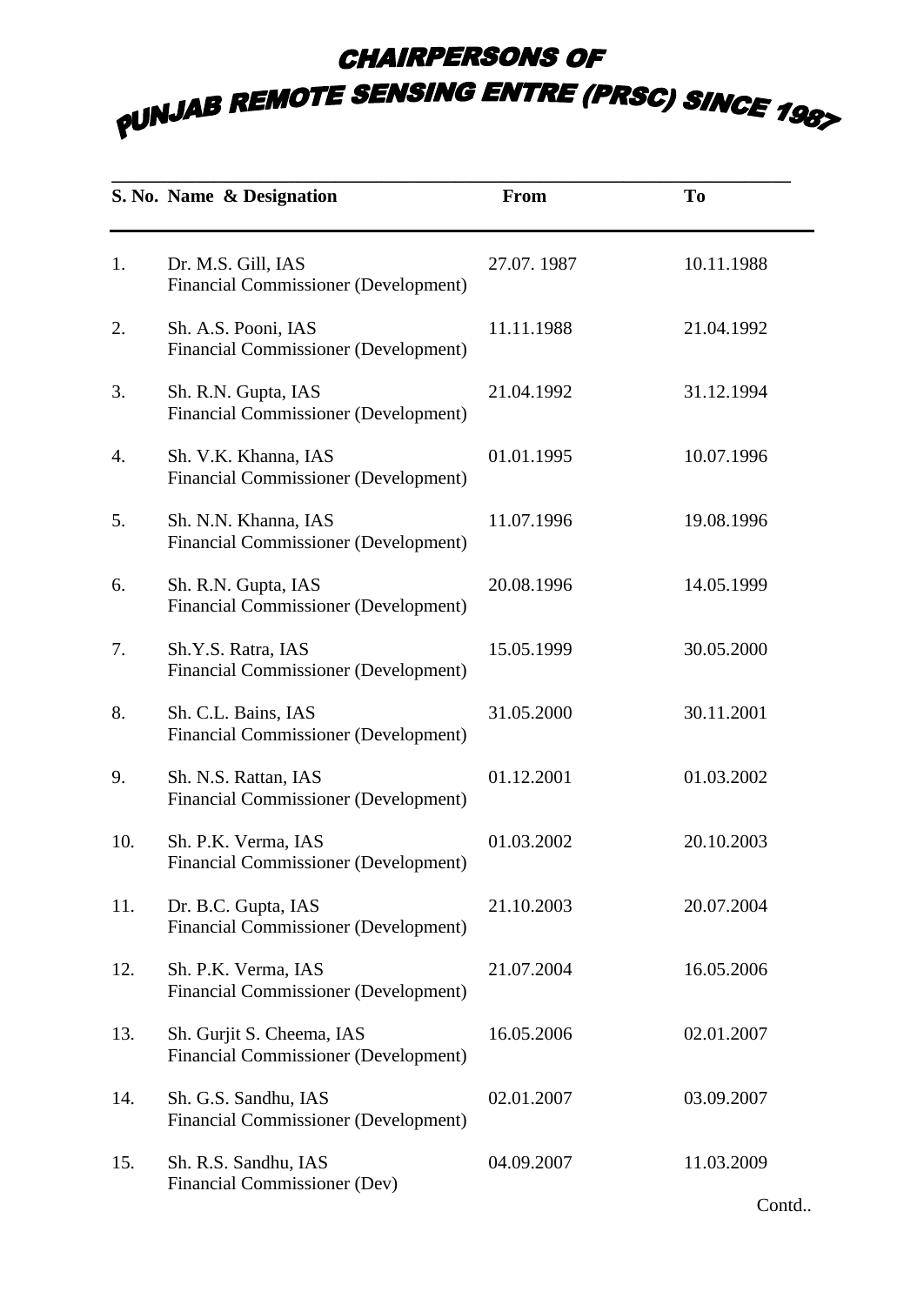# CHAIRPERSONS OF
# PUNJAB REMOTE SENSING ENTRE (PRSC) SINCE 1987

| S. No. | Name & Designation | From | To |
|---|---|---|---|
| 1. | Dr. M.S. Gill, IAS<br>Financial Commissioner (Development) | 27.07. 1987 | 10.11.1988 |
| 2. | Sh. A.S. Pooni, IAS<br>Financial Commissioner (Development) | 11.11.1988 | 21.04.1992 |
| 3. | Sh. R.N. Gupta, IAS<br>Financial Commissioner (Development) | 21.04.1992 | 31.12.1994 |
| 4. | Sh. V.K. Khanna, IAS<br>Financial Commissioner (Development) | 01.01.1995 | 10.07.1996 |
| 5. | Sh. N.N. Khanna, IAS<br>Financial Commissioner (Development) | 11.07.1996 | 19.08.1996 |
| 6. | Sh. R.N. Gupta, IAS<br>Financial Commissioner (Development) | 20.08.1996 | 14.05.1999 |
| 7. | Sh.Y.S. Ratra, IAS<br>Financial Commissioner (Development) | 15.05.1999 | 30.05.2000 |
| 8. | Sh. C.L. Bains, IAS<br>Financial Commissioner (Development) | 31.05.2000 | 30.11.2001 |
| 9. | Sh. N.S. Rattan, IAS<br>Financial Commissioner (Development) | 01.12.2001 | 01.03.2002 |
| 10. | Sh. P.K. Verma, IAS<br>Financial Commissioner (Development) | 01.03.2002 | 20.10.2003 |
| 11. | Dr. B.C. Gupta, IAS<br>Financial Commissioner (Development) | 21.10.2003 | 20.07.2004 |
| 12. | Sh. P.K. Verma, IAS<br>Financial Commissioner (Development) | 21.07.2004 | 16.05.2006 |
| 13. | Sh. Gurjit S. Cheema, IAS<br>Financial Commissioner (Development) | 16.05.2006 | 02.01.2007 |
| 14. | Sh. G.S. Sandhu, IAS<br>Financial Commissioner (Development) | 02.01.2007 | 03.09.2007 |
| 15. | Sh. R.S. Sandhu, IAS<br>Financial Commissioner (Dev) | 04.09.2007 | 11.03.2009 |

Contd..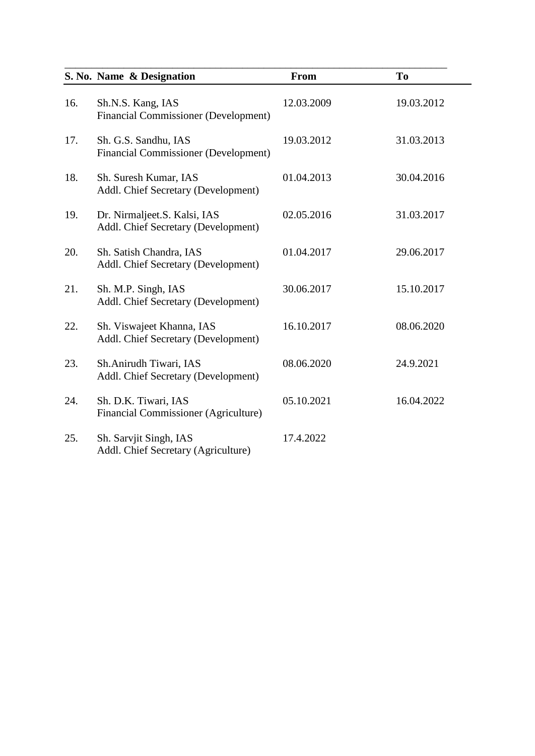| S. No. | Name & Designation | From | To |
|---|---|---|---|
| 16. | Sh.N.S. Kang, IAS<br>Financial Commissioner (Development) | 12.03.2009 | 19.03.2012 |
| 17. | Sh. G.S. Sandhu, IAS<br>Financial Commissioner (Development) | 19.03.2012 | 31.03.2013 |
| 18. | Sh. Suresh Kumar, IAS<br>Addl. Chief Secretary (Development) | 01.04.2013 | 30.04.2016 |
| 19. | Dr. Nirmaljeet.S. Kalsi, IAS<br>Addl. Chief Secretary (Development) | 02.05.2016 | 31.03.2017 |
| 20. | Sh. Satish Chandra, IAS<br>Addl. Chief Secretary (Development) | 01.04.2017 | 29.06.2017 |
| 21. | Sh. M.P. Singh, IAS<br>Addl. Chief Secretary (Development) | 30.06.2017 | 15.10.2017 |
| 22. | Sh. Viswajeet Khanna, IAS<br>Addl. Chief Secretary (Development) | 16.10.2017 | 08.06.2020 |
| 23. | Sh.Anirudh Tiwari, IAS<br>Addl. Chief Secretary (Development) | 08.06.2020 | 24.9.2021 |
| 24. | Sh. D.K. Tiwari, IAS<br>Financial Commissioner (Agriculture) | 05.10.2021 | 16.04.2022 |
| 25. | Sh. Sarvjit Singh, IAS<br>Addl. Chief Secretary (Agriculture) | 17.4.2022 | |